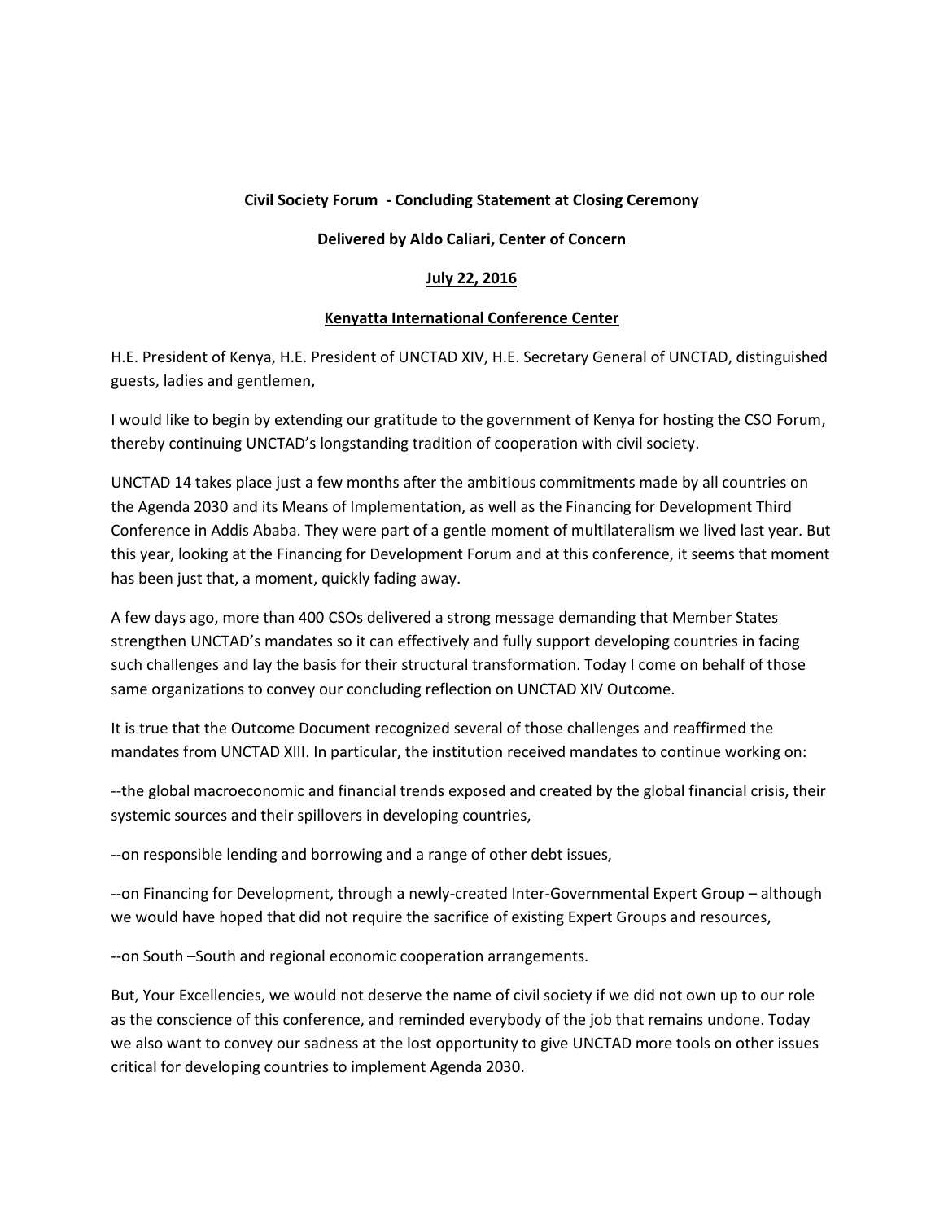**Civil Society Forum - Concluding Statement at Closing Ceremony**

**Delivered by Aldo Caliari, Center of Concern**

**July 22, 2016**

**Kenyatta International Conference Center**

H.E. President of Kenya, H.E. President of UNCTAD XIV, H.E. Secretary General of UNCTAD, distinguished guests, ladies and gentlemen,

I would like to begin by extending our gratitude to the government of Kenya for hosting the CSO Forum, thereby continuing UNCTAD's longstanding tradition of cooperation with civil society.

UNCTAD 14 takes place just a few months after the ambitious commitments made by all countries on the Agenda 2030 and its Means of Implementation, as well as the Financing for Development Third Conference in Addis Ababa. They were part of a gentle moment of multilateralism we lived last year. But this year, looking at the Financing for Development Forum and at this conference, it seems that moment has been just that, a moment, quickly fading away.

A few days ago, more than 400 CSOs delivered a strong message demanding that Member States strengthen UNCTAD's mandates so it can effectively and fully support developing countries in facing such challenges and lay the basis for their structural transformation. Today I come on behalf of those same organizations to convey our concluding reflection on UNCTAD XIV Outcome.

It is true that the Outcome Document recognized several of those challenges and reaffirmed the mandates from UNCTAD XIII. In particular, the institution received mandates to continue working on:

--the global macroeconomic and financial trends exposed and created by the global financial crisis, their systemic sources and their spillovers in developing countries,

--on responsible lending and borrowing and a range of other debt issues,

--on Financing for Development, through a newly-created Inter-Governmental Expert Group – although we would have hoped that did not require the sacrifice of existing Expert Groups and resources,

--on South –South and regional economic cooperation arrangements.

But, Your Excellencies, we would not deserve the name of civil society if we did not own up to our role as the conscience of this conference, and reminded everybody of the job that remains undone. Today we also want to convey our sadness at the lost opportunity to give UNCTAD more tools on other issues critical for developing countries to implement Agenda 2030.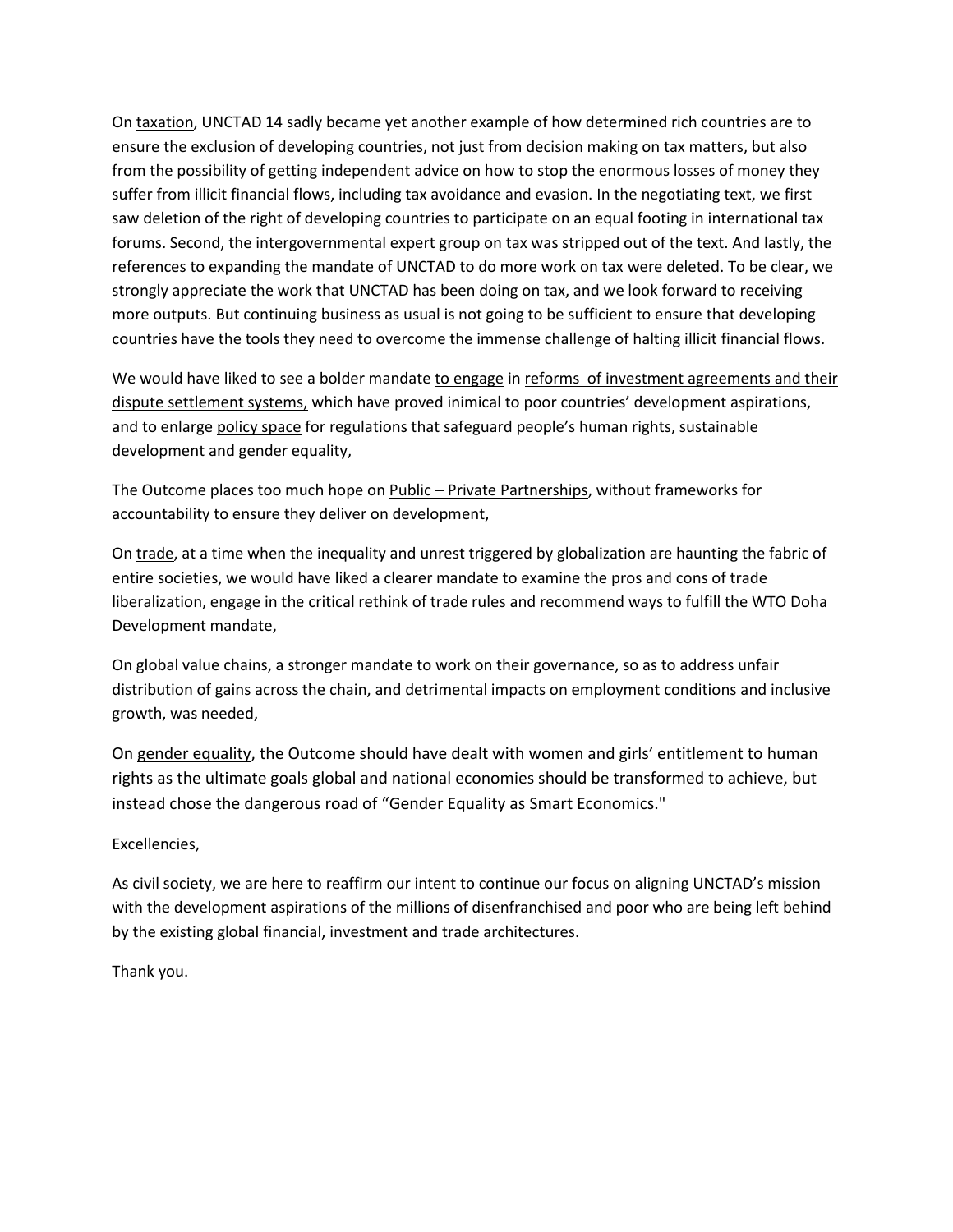On taxation, UNCTAD 14 sadly became yet another example of how determined rich countries are to ensure the exclusion of developing countries, not just from decision making on tax matters, but also from the possibility of getting independent advice on how to stop the enormous losses of money they suffer from illicit financial flows, including tax avoidance and evasion. In the negotiating text, we first saw deletion of the right of developing countries to participate on an equal footing in international tax forums. Second, the intergovernmental expert group on tax was stripped out of the text. And lastly, the references to expanding the mandate of UNCTAD to do more work on tax were deleted. To be clear, we strongly appreciate the work that UNCTAD has been doing on tax, and we look forward to receiving more outputs. But continuing business as usual is not going to be sufficient to ensure that developing countries have the tools they need to overcome the immense challenge of halting illicit financial flows.

We would have liked to see a bolder mandate to engage in reforms of investment agreements and their dispute settlement systems, which have proved inimical to poor countries' development aspirations, and to enlarge policy space for regulations that safeguard people's human rights, sustainable development and gender equality,

The Outcome places too much hope on Public – Private Partnerships, without frameworks for accountability to ensure they deliver on development,

On trade, at a time when the inequality and unrest triggered by globalization are haunting the fabric of entire societies, we would have liked a clearer mandate to examine the pros and cons of trade liberalization, engage in the critical rethink of trade rules and recommend ways to fulfill the WTO Doha Development mandate,

On global value chains, a stronger mandate to work on their governance, so as to address unfair distribution of gains across the chain, and detrimental impacts on employment conditions and inclusive growth, was needed,

On gender equality, the Outcome should have dealt with women and girls' entitlement to human rights as the ultimate goals global and national economies should be transformed to achieve, but instead chose the dangerous road of "Gender Equality as Smart Economics."

Excellencies,

As civil society, we are here to reaffirm our intent to continue our focus on aligning UNCTAD's mission with the development aspirations of the millions of disenfranchised and poor who are being left behind by the existing global financial, investment and trade architectures.

Thank you.